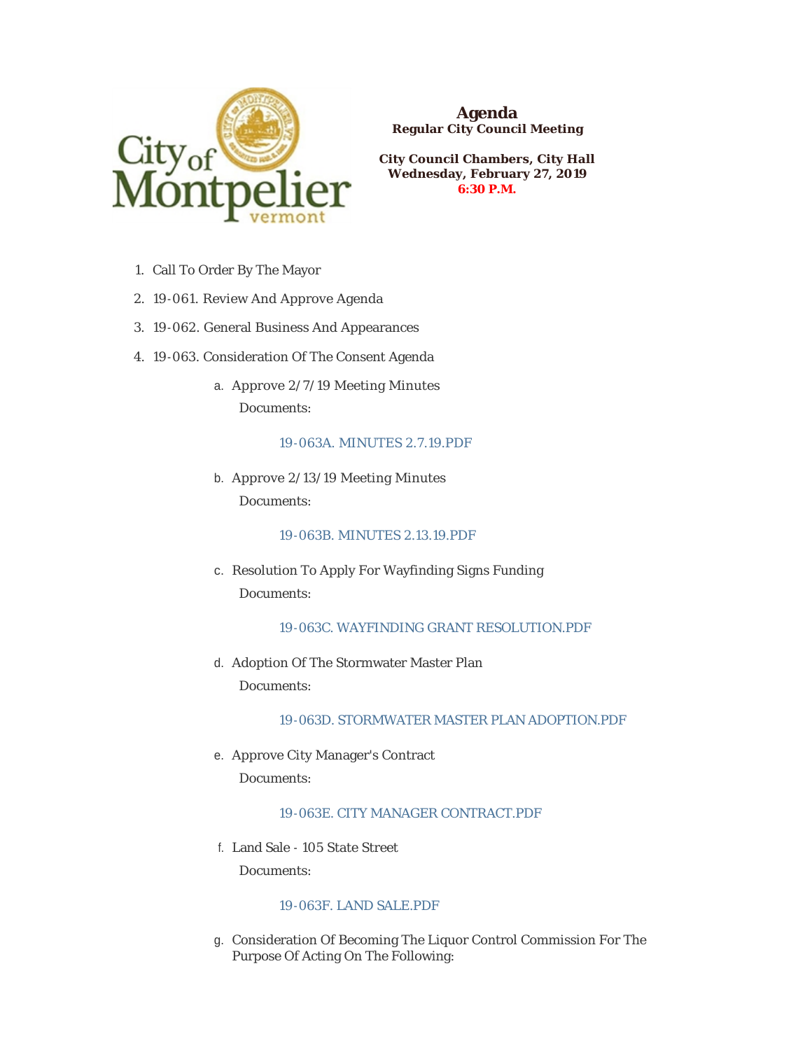# Agenda

**Regular City Council Meeting**

**City Council Chambers, City Hall**
**Wednesday, February 27, 2019**
**6:30 P.M.**

1. Call To Order By The Mayor
2. 19-061. Review And Approve Agenda
3. 19-062. General Business And Appearances
4. 19-063. Consideration Of The Consent Agenda
   a. Approve 2/7/19 Meeting Minutes
      Documents:
      19-063A. MINUTES 2.7.19.PDF
   b. Approve 2/13/19 Meeting Minutes
      Documents:
      19-063B. MINUTES 2.13.19.PDF
   c. Resolution To Apply For Wayfinding Signs Funding
      Documents:
      19-063C. WAYFINDING GRANT RESOLUTION.PDF
   d. Adoption Of The Stormwater Master Plan
      Documents:
      19-063D. STORMWATER MASTER PLAN ADOPTION.PDF
   e. Approve City Manager's Contract
      Documents:
      19-063E. CITY MANAGER CONTRACT.PDF
   f. Land Sale - 105 State Street
      Documents:
      19-063F. LAND SALE.PDF
   g. Consideration Of Becoming The Liquor Control Commission For The Purpose Of Acting On The Following: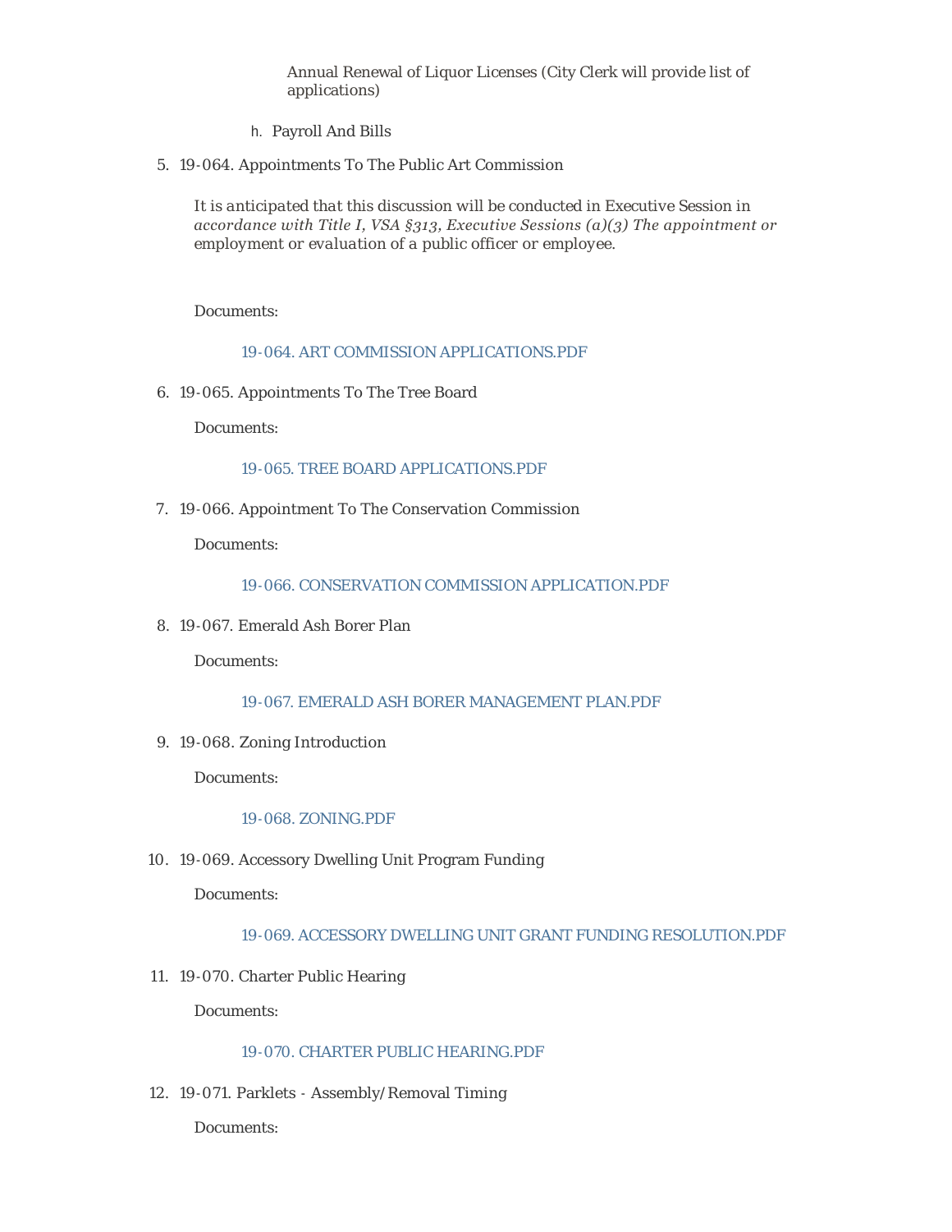Annual Renewal of Liquor Licenses (City Clerk will provide list of applications)

h. Payroll And Bills

5. 19-064. Appointments To The Public Art Commission

   *It is anticipated that this discussion will be conducted in Executive Session in accordance with Title I, VSA §313, Executive Sessions (a)(3) The appointment or employment or evaluation of a public officer or employee.*

   Documents:

   19-064. ART COMMISSION APPLICATIONS.PDF

6. 19-065. Appointments To The Tree Board

   Documents:

   19-065. TREE BOARD APPLICATIONS.PDF

7. 19-066. Appointment To The Conservation Commission

   Documents:

   19-066. CONSERVATION COMMISSION APPLICATION.PDF

8. 19-067. Emerald Ash Borer Plan

   Documents:

   19-067. EMERALD ASH BORER MANAGEMENT PLAN.PDF

9. 19-068. Zoning Introduction

   Documents:

   19-068. ZONING.PDF

10. 19-069. Accessory Dwelling Unit Program Funding

    Documents:

    19-069. ACCESSORY DWELLING UNIT GRANT FUNDING RESOLUTION.PDF

11. 19-070. Charter Public Hearing

    Documents:

    19-070. CHARTER PUBLIC HEARING.PDF

12. 19-071. Parklets - Assembly/Removal Timing

    Documents: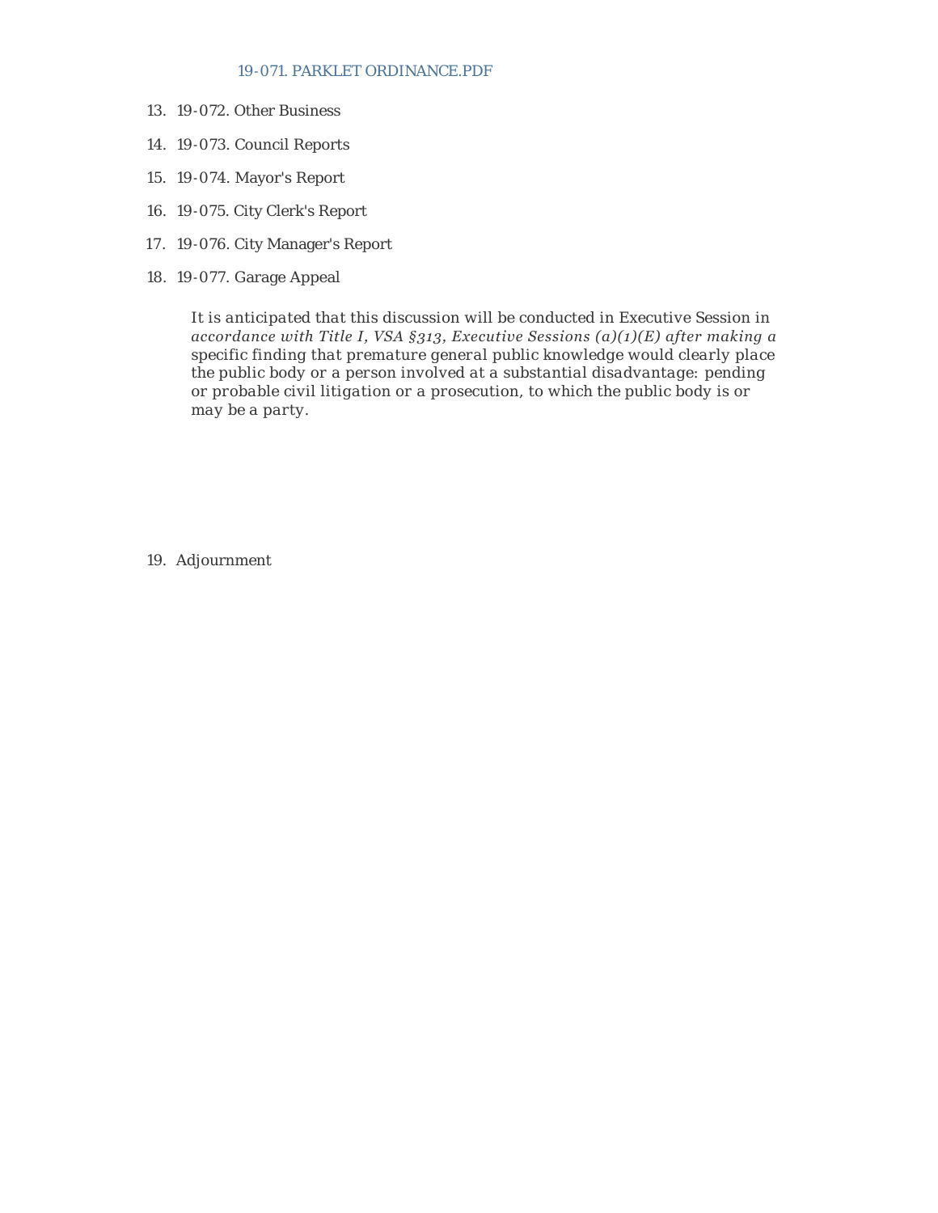19-071. PARKLET ORDINANCE.PDF

13. 19-072. Other Business
14. 19-073. Council Reports
15. 19-074. Mayor's Report
16. 19-075. City Clerk's Report
17. 19-076. City Manager's Report
18. 19-077. Garage Appeal

    It is anticipated that this discussion will be conducted in Executive Session in *accordance with Title I, VSA §313, Executive Sessions (a)(1)(E) after making a* specific finding that premature general public knowledge would clearly place the public body or a person involved at a substantial disadvantage: pending or probable civil litigation or a prosecution, to which the public body is or may be a party.

19. Adjournment